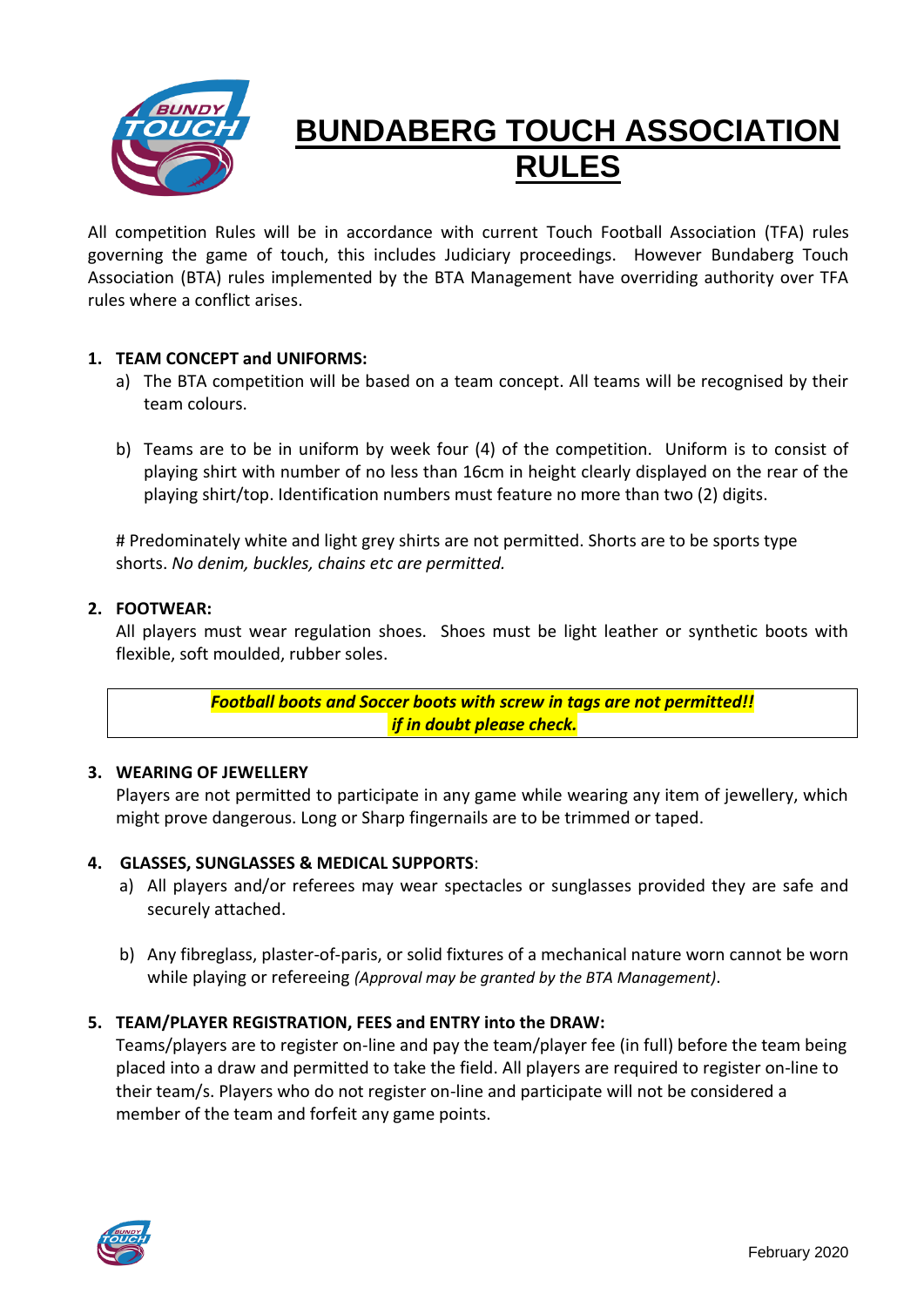# BUNDABERG TOUCH ASSOCIATION RULES

All competition Rules will be in accordance with current Touch Football Association (TFA) rules governing the game of touch, this includes Judiciary proceedings. However Bundaberg Touch Association (BTA) rules implemented by the BTA Management have overriding authority over TFA rules where a conflict arises.

## 1. TEAM CONCEPT and UNIFORMS:

a) The BTA competition will be based on a team concept. All teams will be recognised by their team colours.

b) Teams are to be in uniform by week four (4) of the competition. Uniform is to consist of playing shirt with number of no less than 16cm in height clearly displayed on the rear of the playing shirt/top. Identification numbers must feature no more than two (2) digits.

# Predominately white and light grey shirts are not permitted. Shorts are to be sports type shorts. *No denim, buckles, chains etc are permitted.*

## 2. FOOTWEAR:

All players must wear regulation shoes. Shoes must be light leather or synthetic boots with flexible, soft moulded, rubber soles.

***Football boots and Soccer boots with screw in tags are not permitted!!***
***if in doubt please check.***

## 3. WEARING OF JEWELLERY

Players are not permitted to participate in any game while wearing any item of jewellery, which might prove dangerous. Long or Sharp fingernails are to be trimmed or taped.

## 4. GLASSES, SUNGLASSES & MEDICAL SUPPORTS:

a) All players and/or referees may wear spectacles or sunglasses provided they are safe and securely attached.

b) Any fibreglass, plaster-of-paris, or solid fixtures of a mechanical nature worn cannot be worn while playing or refereeing *(Approval may be granted by the BTA Management).*

## 5. TEAM/PLAYER REGISTRATION, FEES and ENTRY into the DRAW:

Teams/players are to register on-line and pay the team/player fee (in full) before the team being placed into a draw and permitted to take the field. All players are required to register on-line to their team/s. Players who do not register on-line and participate will not be considered a member of the team and forfeit any game points.

February 2020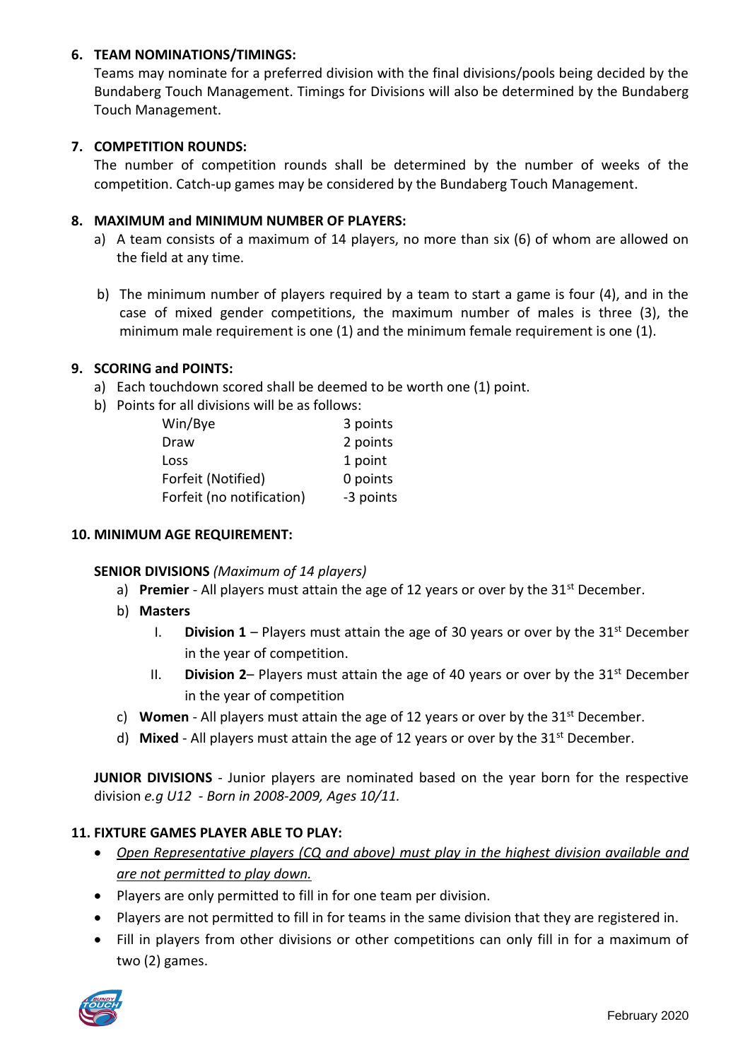## 6. TEAM NOMINATIONS/TIMINGS:

Teams may nominate for a preferred division with the final divisions/pools being decided by the Bundaberg Touch Management. Timings for Divisions will also be determined by the Bundaberg Touch Management.

## 7. COMPETITION ROUNDS:

The number of competition rounds shall be determined by the number of weeks of the competition. Catch-up games may be considered by the Bundaberg Touch Management.

## 8. MAXIMUM and MINIMUM NUMBER OF PLAYERS:

a) A team consists of a maximum of 14 players, no more than six (6) of whom are allowed on the field at any time.

b) The minimum number of players required by a team to start a game is four (4), and in the case of mixed gender competitions, the maximum number of males is three (3), the minimum male requirement is one (1) and the minimum female requirement is one (1).

## 9. SCORING and POINTS:

a) Each touchdown scored shall be deemed to be worth one (1) point.
b) Points for all divisions will be as follows:

| | |
|---|---|
| Win/Bye | 3 points |
| Draw | 2 points |
| Loss | 1 point |
| Forfeit (Notified) | 0 points |
| Forfeit (no notification) | -3 points |

## 10. MINIMUM AGE REQUIREMENT:

**SENIOR DIVISIONS** *(Maximum of 14 players)*

a) **Premier** - All players must attain the age of 12 years or over by the 31st December.
b) **Masters**
   I. **Division 1** – Players must attain the age of 30 years or over by the 31st December in the year of competition.
   II. **Division 2**– Players must attain the age of 40 years or over by the 31st December in the year of competition
c) **Women** - All players must attain the age of 12 years or over by the 31st December.
d) **Mixed** - All players must attain the age of 12 years or over by the 31st December.

**JUNIOR DIVISIONS** - Junior players are nominated based on the year born for the respective division *e.g U12 - Born in 2008-2009, Ages 10/11.*

## 11. FIXTURE GAMES PLAYER ABLE TO PLAY:

- *Open Representative players (CQ and above) must play in the highest division available and are not permitted to play down.*
- Players are only permitted to fill in for one team per division.
- Players are not permitted to fill in for teams in the same division that they are registered in.
- Fill in players from other divisions or other competitions can only fill in for a maximum of two (2) games.

February 2020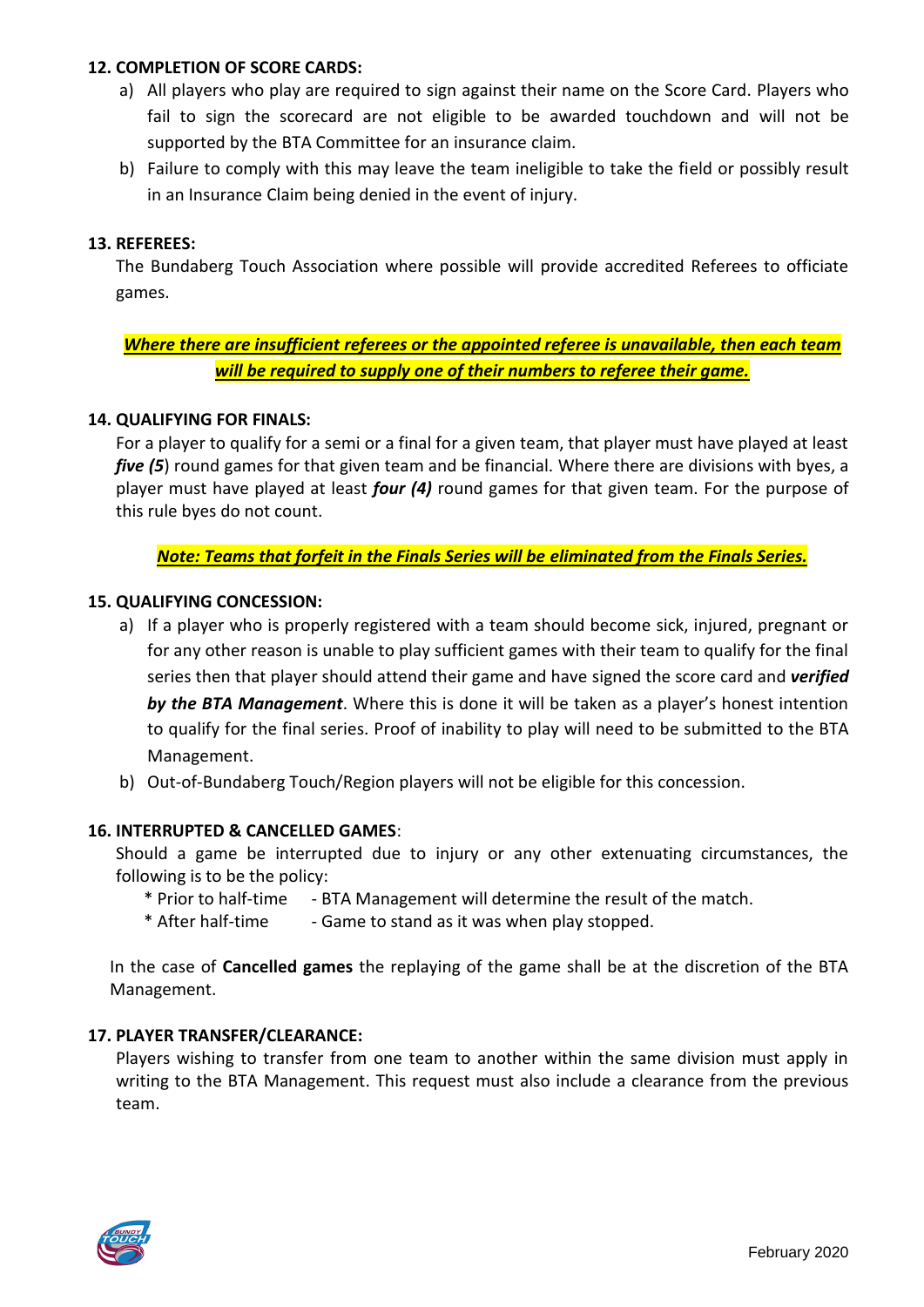**12. COMPLETION OF SCORE CARDS:**

a) All players who play are required to sign against their name on the Score Card. Players who fail to sign the scorecard are not eligible to be awarded touchdown and will not be supported by the BTA Committee for an insurance claim.

b) Failure to comply with this may leave the team ineligible to take the field or possibly result in an Insurance Claim being denied in the event of injury.

**13. REFEREES:**

The Bundaberg Touch Association where possible will provide accredited Referees to officiate games.

***Where there are insufficient referees or the appointed referee is unavailable, then each team will be required to supply one of their numbers to referee their game.***

**14. QUALIFYING FOR FINALS:**

For a player to qualify for a semi or a final for a given team, that player must have played at least ***five (5***) round games for that given team and be financial. Where there are divisions with byes, a player must have played at least ***four (4)*** round games for that given team. For the purpose of this rule byes do not count.

***Note: Teams that forfeit in the Finals Series will be eliminated from the Finals Series.***

**15. QUALIFYING CONCESSION:**

a) If a player who is properly registered with a team should become sick, injured, pregnant or for any other reason is unable to play sufficient games with their team to qualify for the final series then that player should attend their game and have signed the score card and ***verified by the BTA Management***. Where this is done it will be taken as a player's honest intention to qualify for the final series. Proof of inability to play will need to be submitted to the BTA Management.

b) Out-of-Bundaberg Touch/Region players will not be eligible for this concession.

**16. INTERRUPTED & CANCELLED GAMES**:

Should a game be interrupted due to injury or any other extenuating circumstances, the following is to be the policy:

\* Prior to half-time - BTA Management will determine the result of the match.
\* After half-time - Game to stand as it was when play stopped.

In the case of **Cancelled games** the replaying of the game shall be at the discretion of the BTA Management.

**17. PLAYER TRANSFER/CLEARANCE:**

Players wishing to transfer from one team to another within the same division must apply in writing to the BTA Management. This request must also include a clearance from the previous team.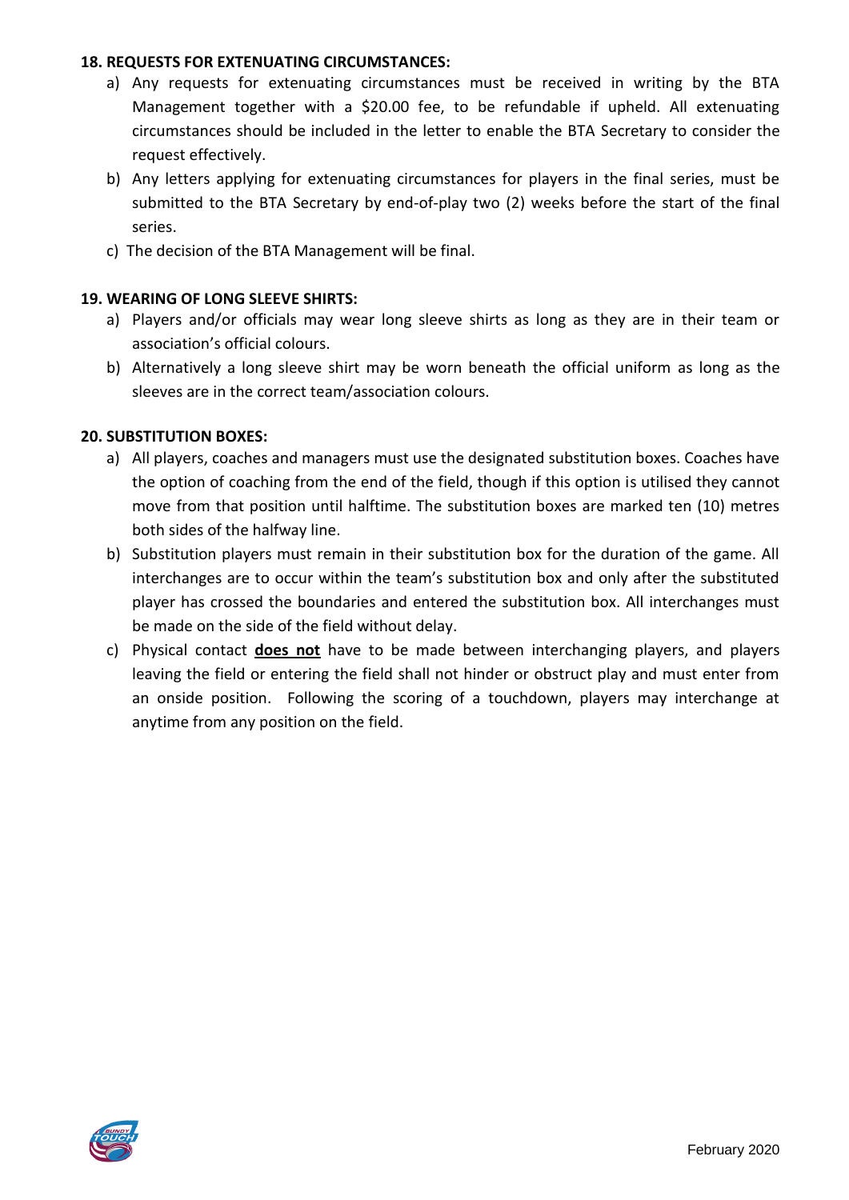**18. REQUESTS FOR EXTENUATING CIRCUMSTANCES:**

a) Any requests for extenuating circumstances must be received in writing by the BTA Management together with a $20.00 fee, to be refundable if upheld. All extenuating circumstances should be included in the letter to enable the BTA Secretary to consider the request effectively.

b) Any letters applying for extenuating circumstances for players in the final series, must be submitted to the BTA Secretary by end-of-play two (2) weeks before the start of the final series.

c) The decision of the BTA Management will be final.

**19. WEARING OF LONG SLEEVE SHIRTS:**

a) Players and/or officials may wear long sleeve shirts as long as they are in their team or association's official colours.

b) Alternatively a long sleeve shirt may be worn beneath the official uniform as long as the sleeves are in the correct team/association colours.

**20. SUBSTITUTION BOXES:**

a) All players, coaches and managers must use the designated substitution boxes. Coaches have the option of coaching from the end of the field, though if this option is utilised they cannot move from that position until halftime. The substitution boxes are marked ten (10) metres both sides of the halfway line.

b) Substitution players must remain in their substitution box for the duration of the game. All interchanges are to occur within the team's substitution box and only after the substituted player has crossed the boundaries and entered the substitution box. All interchanges must be made on the side of the field without delay.

c) Physical contact **does not** have to be made between interchanging players, and players leaving the field or entering the field shall not hinder or obstruct play and must enter from an onside position. Following the scoring of a touchdown, players may interchange at anytime from any position on the field.